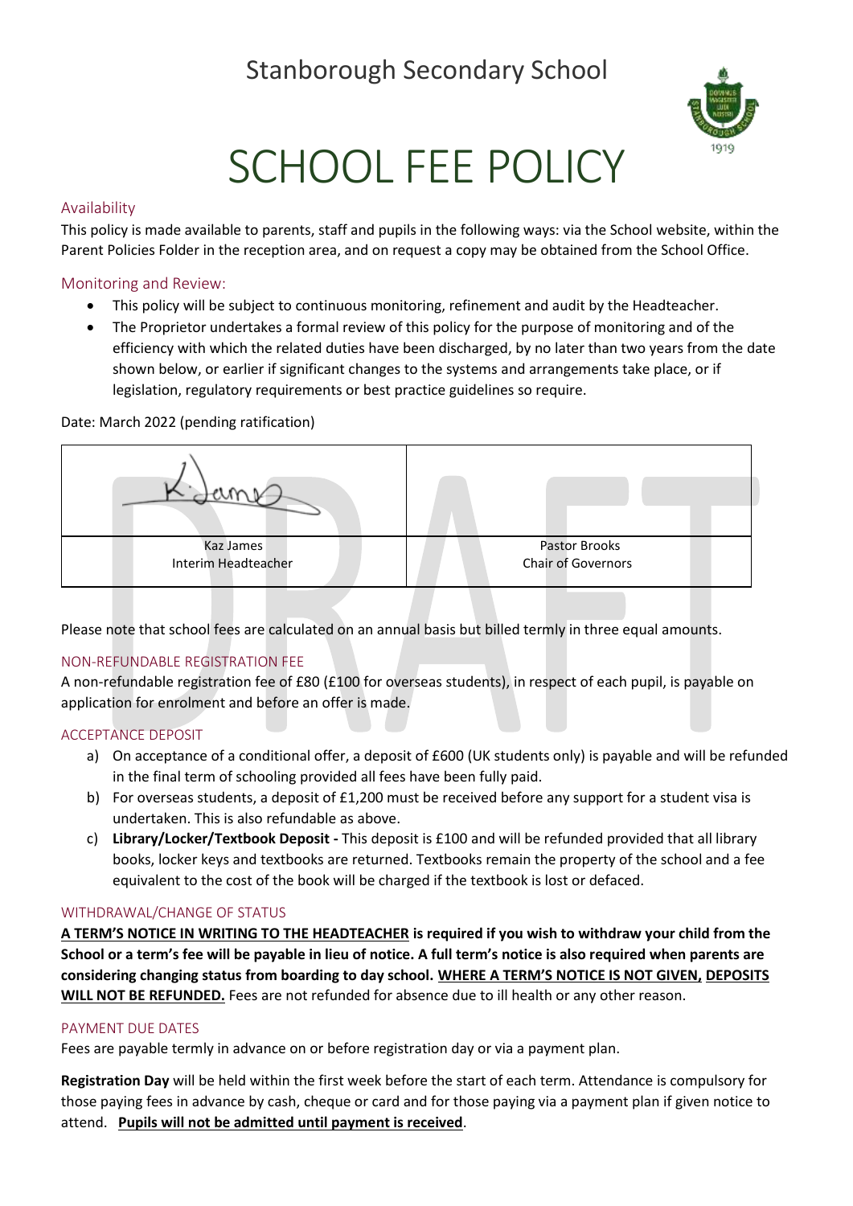# Stanborough Secondary School

# SCHOOL FEE POLICY

## Availability

This policy is made available to parents, staff and pupils in the following ways: via the School website, within the Parent Policies Folder in the reception area, and on request a copy may be obtained from the School Office.

## Monitoring and Review:

- This policy will be subject to continuous monitoring, refinement and audit by the Headteacher.
- The Proprietor undertakes a formal review of this policy for the purpose of monitoring and of the efficiency with which the related duties have been discharged, by no later than two years from the date shown below, or earlier if significant changes to the systems and arrangements take place, or if legislation, regulatory requirements or best practice guidelines so require.

Date: March 2022 (pending ratification)

| K. James (signature) | |
|---|---|
| Kaz James<br>Interim Headteacher | Pastor Brooks<br>Chair of Governors |

Please note that school fees are calculated on an annual basis but billed termly in three equal amounts.

## NON-REFUNDABLE REGISTRATION FEE

A non-refundable registration fee of £80 (£100 for overseas students), in respect of each pupil, is payable on application for enrolment and before an offer is made.

## ACCEPTANCE DEPOSIT

a) On acceptance of a conditional offer, a deposit of £600 (UK students only) is payable and will be refunded in the final term of schooling provided all fees have been fully paid.

b) For overseas students, a deposit of £1,200 must be received before any support for a student visa is undertaken. This is also refundable as above.

c) **Library/Locker/Textbook Deposit -** This deposit is £100 and will be refunded provided that all library books, locker keys and textbooks are returned. Textbooks remain the property of the school and a fee equivalent to the cost of the book will be charged if the textbook is lost or defaced.

## WITHDRAWAL/CHANGE OF STATUS

**<u>A TERM'S NOTICE IN WRITING TO THE HEADTEACHER</u> is required if you wish to withdraw your child from the School or a term's fee will be payable in lieu of notice. A full term's notice is also required when parents are considering changing status from boarding to day school. <u>WHERE A TERM'S NOTICE IS NOT GIVEN,</u> <u>DEPOSITS WILL NOT BE REFUNDED.</u>** Fees are not refunded for absence due to ill health or any other reason.

## PAYMENT DUE DATES

Fees are payable termly in advance on or before registration day or via a payment plan.

**Registration Day** will be held within the first week before the start of each term. Attendance is compulsory for those paying fees in advance by cash, cheque or card and for those paying via a payment plan if given notice to attend. **<u>Pupils will not be admitted until payment is received</u>**.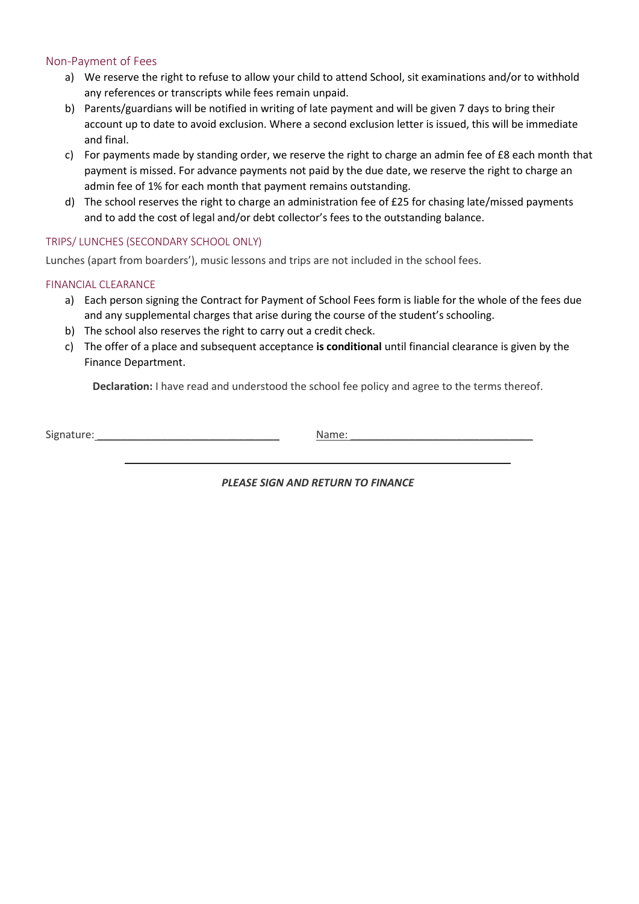## Non-Payment of Fees

a) We reserve the right to refuse to allow your child to attend School, sit examinations and/or to withhold any references or transcripts while fees remain unpaid.

b) Parents/guardians will be notified in writing of late payment and will be given 7 days to bring their account up to date to avoid exclusion. Where a second exclusion letter is issued, this will be immediate and final.

c) For payments made by standing order, we reserve the right to charge an admin fee of £8 each month that payment is missed. For advance payments not paid by the due date, we reserve the right to charge an admin fee of 1% for each month that payment remains outstanding.

d) The school reserves the right to charge an administration fee of £25 for chasing late/missed payments and to add the cost of legal and/or debt collector's fees to the outstanding balance.

### TRIPS/ LUNCHES (SECONDARY SCHOOL ONLY)

Lunches (apart from boarders'), music lessons and trips are not included in the school fees.

### FINANCIAL CLEARANCE

a) Each person signing the Contract for Payment of School Fees form is liable for the whole of the fees due and any supplemental charges that arise during the course of the student's schooling.

b) The school also reserves the right to carry out a credit check.

c) The offer of a place and subsequent acceptance **is conditional** until financial clearance is given by the Finance Department.

**Declaration:** I have read and understood the school fee policy and agree to the terms thereof.

Signature: ______________________________ Name: ______________________________

***PLEASE SIGN AND RETURN TO FINANCE***